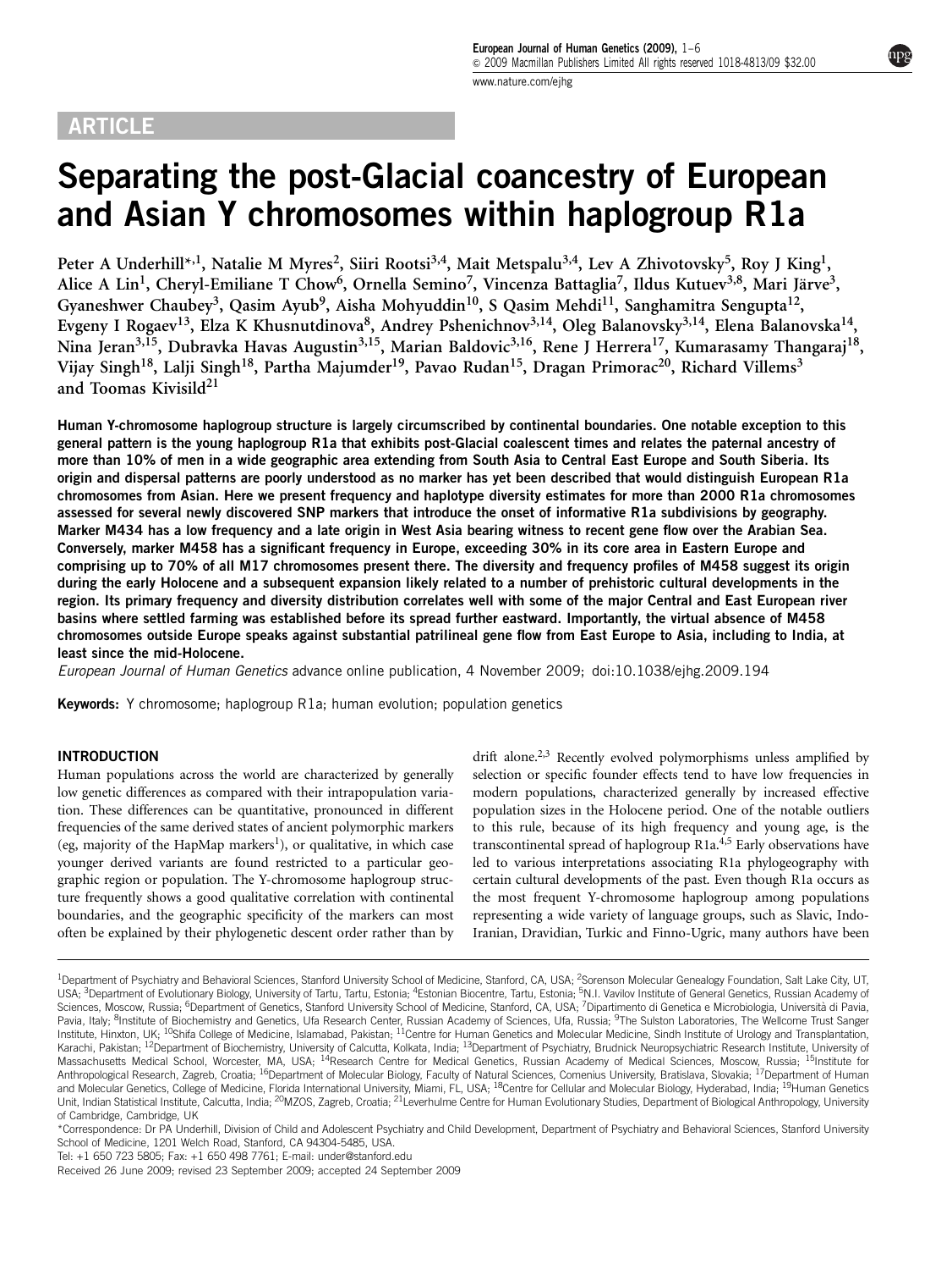ARTICLE

# Separating the post-Glacial coancestry of European and Asian Y chromosomes within haplogroup R1a

Peter A Underhill*[,1], Natalie M Myres[2], Siiri Rootsi[3,4], Mait Metspalu[3,4], Lev A Zhivotovsky[5], Roy J King[1], Alice A Lin[1], Cheryl-Emiliane T Chow[6], Ornella Semino[7], Vincenza Battaglia[7], Ildus Kutuev[3,8], Mari Järve[3], Gyaneshwer Chaubey[3], Qasim Ayub[9], Aisha Mohyuddin[10], S Qasim Mehdi[11], Sanghamitra Sengupta[12], Evgeny I Rogaev[13], Elza K Khusnutdinova[8], Andrey Pshenichnov[3,14], Oleg Balanovsky[3,14], Elena Balanovska[14], Nina Jeran[3,15], Dubravka Havas Augustin[3,15], Marian Baldovic[3,16], Rene J Herrera[17], Kumarasamy Thangaraj[18], Vijay Singh[18], Lalji Singh[18], Partha Majumder[19], Pavao Rudan[15], Dragan Primorac[20], Richard Villems[3] and Toomas Kivisild[21]

**Human Y-chromosome haplogroup structure is largely circumscribed by continental boundaries. One notable exception to this general pattern is the young haplogroup R1a that exhibits post-Glacial coalescent times and relates the paternal ancestry of more than 10% of men in a wide geographic area extending from South Asia to Central East Europe and South Siberia. Its origin and dispersal patterns are poorly understood as no marker has yet been described that would distinguish European R1a chromosomes from Asian. Here we present frequency and haplotype diversity estimates for more than 2000 R1a chromosomes assessed for several newly discovered SNP markers that introduce the onset of informative R1a subdivisions by geography. Marker M434 has a low frequency and a late origin in West Asia bearing witness to recent gene flow over the Arabian Sea. Conversely, marker M458 has a significant frequency in Europe, exceeding 30% in its core area in Eastern Europe and comprising up to 70% of all M17 chromosomes present there. The diversity and frequency profiles of M458 suggest its origin during the early Holocene and a subsequent expansion likely related to a number of prehistoric cultural developments in the region. Its primary frequency and diversity distribution correlates well with some of the major Central and East European river basins where settled farming was established before its spread further eastward. Importantly, the virtual absence of M458 chromosomes outside Europe speaks against substantial patrilineal gene flow from East Europe to Asia, including to India, at least since the mid-Holocene.**

*European Journal of Human Genetics* advance online publication, 4 November 2009; doi:10.1038/ejhg.2009.194

**Keywords:** Y chromosome; haplogroup R1a; human evolution; population genetics

## INTRODUCTION

Human populations across the world are characterized by generally low genetic differences as compared with their intrapopulation variation. These differences can be quantitative, pronounced in different frequencies of the same derived states of ancient polymorphic markers (eg, majority of the HapMap markers[1]), or qualitative, in which case younger derived variants are found restricted to a particular geographic region or population. The Y-chromosome haplogroup structure frequently shows a good qualitative correlation with continental boundaries, and the geographic specificity of the markers can most often be explained by their phylogenetic descent order rather than by drift alone.[2,3] Recently evolved polymorphisms unless amplified by selection or specific founder effects tend to have low frequencies in modern populations, characterized generally by increased effective population sizes in the Holocene period. One of the notable outliers to this rule, because of its high frequency and young age, is the transcontinental spread of haplogroup R1a.[4,5] Early observations have led to various interpretations associating R1a phylogeography with certain cultural developments of the past. Even though R1a occurs as the most frequent Y-chromosome haplogroup among populations representing a wide variety of language groups, such as Slavic, Indo-Iranian, Dravidian, Turkic and Finno-Ugric, many authors have been

[1]Department of Psychiatry and Behavioral Sciences, Stanford University School of Medicine, Stanford, CA, USA; [2]Sorenson Molecular Genealogy Foundation, Salt Lake City, UT, USA; [3]Department of Evolutionary Biology, University of Tartu, Tartu, Estonia; [4]Estonian Biocentre, Tartu, Estonia; [5]N.I. Vavilov Institute of General Genetics, Russian Academy of Sciences, Moscow, Russia; [6]Department of Genetics, Stanford University School of Medicine, Stanford, CA, USA; [7]Dipartimento di Genetica e Microbiologia, Università di Pavia, Pavia, Italy; [8]Institute of Biochemistry and Genetics, Ufa Research Center, Russian Academy of Sciences, Ufa, Russia; [9]The Sulston Laboratories, The Wellcome Trust Sanger Institute, Hinxton, UK; [10]Shifa College of Medicine, Islamabad, Pakistan; [11]Centre for Human Genetics and Molecular Medicine, Sindh Institute of Urology and Transplantation, Karachi, Pakistan; [12]Department of Biochemistry, University of Calcutta, Kolkata, India; [13]Department of Psychiatry, Brudnick Neuropsychiatric Research Institute, University of Massachusetts Medical School, Worcester, MA, USA; [14]Research Centre for Medical Genetics, Russian Academy of Medical Sciences, Moscow, Russia; [15]Institute for Anthropological Research, Zagreb, Croatia; [16]Department of Molecular Biology, Faculty of Natural Sciences, Comenius University, Bratislava, Slovakia; [17]Department of Human and Molecular Genetics, College of Medicine, Florida International University, Miami, FL, USA; [18]Centre for Cellular and Molecular Biology, Hyderabad, India; [19]Human Genetics Unit, Indian Statistical Institute, Calcutta, India; [20]MZOS, Zagreb, Croatia; [21]Leverhulme Centre for Human Evolutionary Studies, Department of Biological Anthropology, University of Cambridge, Cambridge, UK

*Correspondence: Dr PA Underhill, Division of Child and Adolescent Psychiatry and Child Development, Department of Psychiatry and Behavioral Sciences, Stanford University School of Medicine, 1201 Welch Road, Stanford, CA 94304-5485, USA.

Tel: +1 650 723 5805; Fax: +1 650 498 7761; E-mail: under@stanford.edu

Received 26 June 2009; revised 23 September 2009; accepted 24 September 2009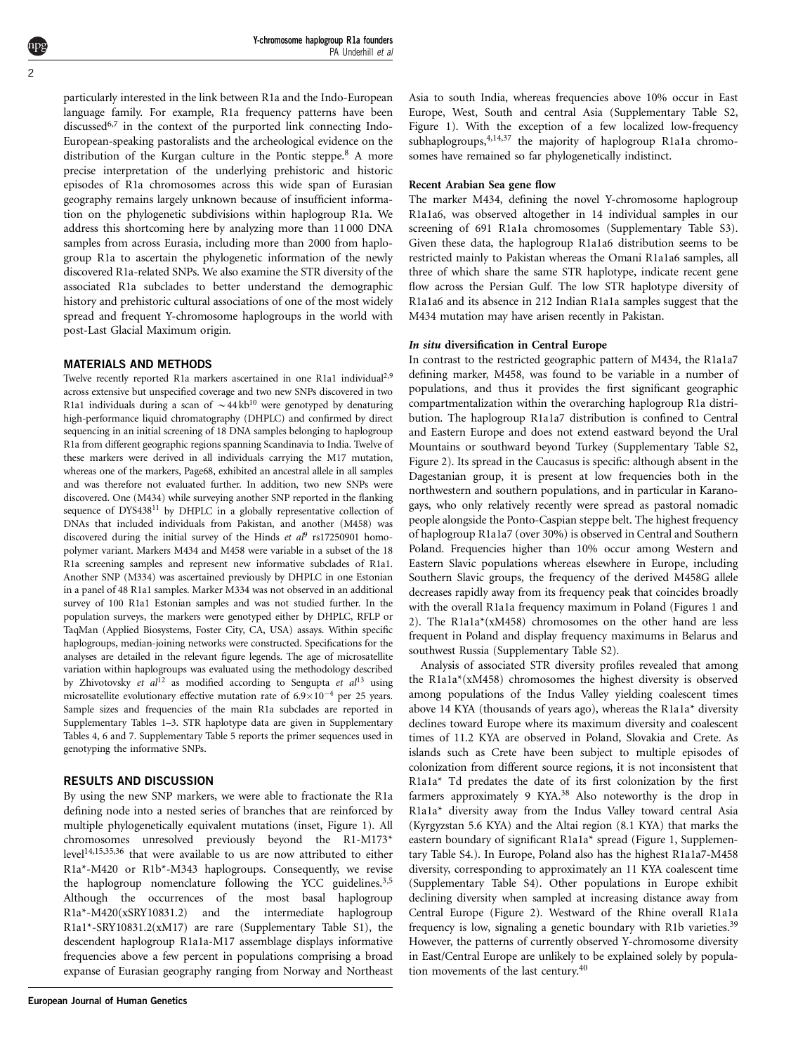particularly interested in the link between R1a and the Indo-European language family. For example, R1a frequency patterns have been discussed[6,7] in the context of the purported link connecting Indo-European-speaking pastoralists and the archeological evidence on the distribution of the Kurgan culture in the Pontic steppe.[8] A more precise interpretation of the underlying prehistoric and historic episodes of R1a chromosomes across this wide span of Eurasian geography remains largely unknown because of insufficient information on the phylogenetic subdivisions within haplogroup R1a. We address this shortcoming here by analyzing more than 11 000 DNA samples from across Eurasia, including more than 2000 from haplogroup R1a to ascertain the phylogenetic information of the newly discovered R1a-related SNPs. We also examine the STR diversity of the associated R1a subclades to better understand the demographic history and prehistoric cultural associations of one of the most widely spread and frequent Y-chromosome haplogroups in the world with post-Last Glacial Maximum origin.

## MATERIALS AND METHODS

Twelve recently reported R1a markers ascertained in one R1a1 individual[2,9] across extensive but unspecified coverage and two new SNPs discovered in two R1a1 individuals during a scan of ~44 kb[10] were genotyped by denaturing high-performance liquid chromatography (DHPLC) and confirmed by direct sequencing in an initial screening of 18 DNA samples belonging to haplogroup R1a from different geographic regions spanning Scandinavia to India. Twelve of these markers were derived in all individuals carrying the M17 mutation, whereas one of the markers, Page68, exhibited an ancestral allele in all samples and was therefore not evaluated further. In addition, two new SNPs were discovered. One (M434) while surveying another SNP reported in the flanking sequence of DYS438[11] by DHPLC in a globally representative collection of DNAs that included individuals from Pakistan, and another (M458) was discovered during the initial survey of the Hinds *et al*[9] rs17250901 homopolymer variant. Markers M434 and M458 were variable in a subset of the 18 R1a screening samples and represent new informative subclades of R1a1. Another SNP (M334) was ascertained previously by DHPLC in one Estonian in a panel of 48 R1a1 samples. Marker M334 was not observed in an additional survey of 100 R1a1 Estonian samples and was not studied further. In the population surveys, the markers were genotyped either by DHPLC, RFLP or TaqMan (Applied Biosystems, Foster City, CA, USA) assays. Within specific haplogroups, median-joining networks were constructed. Specifications for the analyses are detailed in the relevant figure legends. The age of microsatellite variation within haplogroups was evaluated using the methodology described by Zhivotovsky *et al*[12] as modified according to Sengupta *et al*[13] using microsatellite evolutionary effective mutation rate of $6.9 \times 10^{-4}$ per 25 years. Sample sizes and frequencies of the main R1a subclades are reported in Supplementary Tables 1–3. STR haplotype data are given in Supplementary Tables 4, 6 and 7. Supplementary Table 5 reports the primer sequences used in genotyping the informative SNPs.

## RESULTS AND DISCUSSION

By using the new SNP markers, we were able to fractionate the R1a defining node into a nested series of branches that are reinforced by multiple phylogenetically equivalent mutations (inset, Figure 1). All chromosomes unresolved previously beyond the R1-M173* level[14,15,35,36] that were available to us are now attributed to either R1a*-M420 or R1b*-M343 haplogroups. Consequently, we revise the haplogroup nomenclature following the YCC guidelines.[3,5] Although the occurrences of the most basal haplogroup R1a*-M420(xSRY10831.2) and the intermediate haplogroup R1a1*-SRY10831.2(xM17) are rare (Supplementary Table S1), the descendent haplogroup R1a1a-M17 assemblage displays informative frequencies above a few percent in populations comprising a broad expanse of Eurasian geography ranging from Norway and Northeast Asia to south India, whereas frequencies above 10% occur in East Europe, West, South and central Asia (Supplementary Table S2, Figure 1). With the exception of a few localized low-frequency subhaplogroups,[4,14,37] the majority of haplogroup R1a1a chromosomes have remained so far phylogenetically indistinct.

### Recent Arabian Sea gene flow

The marker M434, defining the novel Y-chromosome haplogroup R1a1a6, was observed altogether in 14 individual samples in our screening of 691 R1a1a chromosomes (Supplementary Table S3). Given these data, the haplogroup R1a1a6 distribution seems to be restricted mainly to Pakistan whereas the Omani R1a1a6 samples, all three of which share the same STR haplotype, indicate recent gene flow across the Persian Gulf. The low STR haplotype diversity of R1a1a6 and its absence in 212 Indian R1a1a samples suggest that the M434 mutation may have arisen recently in Pakistan.

### *In situ* diversification in Central Europe

In contrast to the restricted geographic pattern of M434, the R1a1a7 defining marker, M458, was found to be variable in a number of populations, and thus it provides the first significant geographic compartmentalization within the overarching haplogroup R1a distribution. The haplogroup R1a1a7 distribution is confined to Central and Eastern Europe and does not extend eastward beyond the Ural Mountains or southward beyond Turkey (Supplementary Table S2, Figure 2). Its spread in the Caucasus is specific: although absent in the Dagestanian group, it is present at low frequencies both in the northwestern and southern populations, and in particular in Karanogays, who only relatively recently were spread as pastoral nomadic people alongside the Ponto-Caspian steppe belt. The highest frequency of haplogroup R1a1a7 (over 30%) is observed in Central and Southern Poland. Frequencies higher than 10% occur among Western and Eastern Slavic populations whereas elsewhere in Europe, including Southern Slavic groups, the frequency of the derived M458G allele decreases rapidly away from its frequency peak that coincides broadly with the overall R1a1a frequency maximum in Poland (Figures 1 and 2). The R1a1a*(xM458) chromosomes on the other hand are less frequent in Poland and display frequency maximums in Belarus and southwest Russia (Supplementary Table S2).

Analysis of associated STR diversity profiles revealed that among the R1a1a*(xM458) chromosomes the highest diversity is observed among populations of the Indus Valley yielding coalescent times above 14 KYA (thousands of years ago), whereas the R1a1a* diversity declines toward Europe where its maximum diversity and coalescent times of 11.2 KYA are observed in Poland, Slovakia and Crete. As islands such as Crete have been subject to multiple episodes of colonization from different source regions, it is not inconsistent that R1a1a* Td predates the date of its first colonization by the first farmers approximately 9 KYA.[38] Also noteworthy is the drop in R1a1a* diversity away from the Indus Valley toward central Asia (Kyrgyzstan 5.6 KYA) and the Altai region (8.1 KYA) that marks the eastern boundary of significant R1a1a* spread (Figure 1, Supplementary Table S4.). In Europe, Poland also has the highest R1a1a7-M458 diversity, corresponding to approximately an 11 KYA coalescent time (Supplementary Table S4). Other populations in Europe exhibit declining diversity when sampled at increasing distance away from Central Europe (Figure 2). Westward of the Rhine overall R1a1a frequency is low, signaling a genetic boundary with R1b varieties.[39] However, the patterns of currently observed Y-chromosome diversity in East/Central Europe are unlikely to be explained solely by population movements of the last century.[40]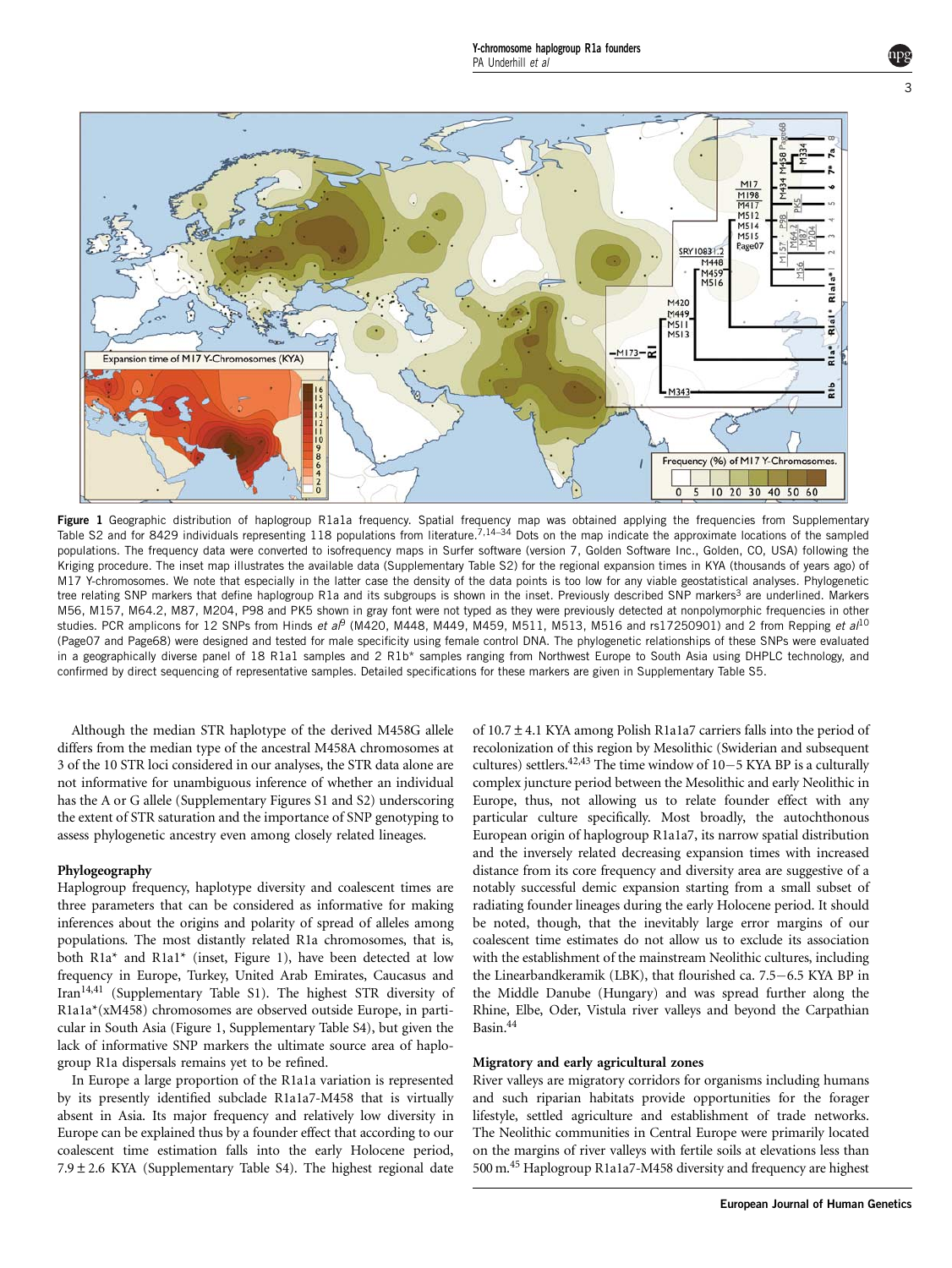Figure 1 Geographic distribution of haplogroup R1a1a frequency. Spatial frequency map was obtained applying the frequencies from Supplementary Table S2 and for 8429 individuals representing 118 populations from literature.[7,14–34] Dots on the map indicate the approximate locations of the sampled populations. The frequency data were converted to isofrequency maps in Surfer software (version 7, Golden Software Inc., Golden, CO, USA) following the Kriging procedure. The inset map illustrates the available data (Supplementary Table S2) for the regional expansion times in KYA (thousands of years ago) of M17 Y-chromosomes. We note that especially in the latter case the density of the data points is too low for any viable geostatistical analyses. Phylogenetic tree relating SNP markers that define haplogroup R1a and its subgroups is shown in the inset. Previously described SNP markers[3] are underlined. Markers M56, M157, M64.2, M87, M204, P98 and PK5 shown in gray font were not typed as they were previously detected at nonpolymorphic frequencies in other studies. PCR amplicons for 12 SNPs from Hinds *et al*[9] (M420, M448, M449, M459, M511, M513, M516 and rs17250901) and 2 from Repping *et al*[10] (Page07 and Page68) were designed and tested for male specificity using female control DNA. The phylogenetic relationships of these SNPs were evaluated in a geographically diverse panel of 18 R1a1 samples and 2 R1b* samples ranging from Northwest Europe to South Asia using DHPLC technology, and confirmed by direct sequencing of representative samples. Detailed specifications for these markers are given in Supplementary Table S5.

Although the median STR haplotype of the derived M458G allele differs from the median type of the ancestral M458A chromosomes at 3 of the 10 STR loci considered in our analyses, the STR data alone are not informative for unambiguous inference of whether an individual has the A or G allele (Supplementary Figures S1 and S2) underscoring the extent of STR saturation and the importance of SNP genotyping to assess phylogenetic ancestry even among closely related lineages.

## Phylogeography

Haplogroup frequency, haplotype diversity and coalescent times are three parameters that can be considered as informative for making inferences about the origins and polarity of spread of alleles among populations. The most distantly related R1a chromosomes, that is, both R1a* and R1a1* (inset, Figure 1), have been detected at low frequency in Europe, Turkey, United Arab Emirates, Caucasus and Iran[14,41] (Supplementary Table S1). The highest STR diversity of R1a1a*(xM458) chromosomes are observed outside Europe, in particular in South Asia (Figure 1, Supplementary Table S4), but given the lack of informative SNP markers the ultimate source area of haplogroup R1a dispersals remains yet to be refined.

In Europe a large proportion of the R1a1a variation is represented by its presently identified subclade R1a1a7-M458 that is virtually absent in Asia. Its major frequency and relatively low diversity in Europe can be explained thus by a founder effect that according to our coalescent time estimation falls into the early Holocene period, 7.9 ± 2.6 KYA (Supplementary Table S4). The highest regional date of 10.7 ± 4.1 KYA among Polish R1a1a7 carriers falls into the period of recolonization of this region by Mesolithic (Swiderian and subsequent cultures) settlers.[42,43] The time window of 10−5 KYA BP is a culturally complex juncture period between the Mesolithic and early Neolithic in Europe, thus, not allowing us to relate founder effect with any particular culture specifically. Most broadly, the autochthonous European origin of haplogroup R1a1a7, its narrow spatial distribution and the inversely related decreasing expansion times with increased distance from its core frequency and diversity area are suggestive of a notably successful demic expansion starting from a small subset of radiating founder lineages during the early Holocene period. It should be noted, though, that the inevitably large error margins of our coalescent time estimates do not allow us to exclude its association with the establishment of the mainstream Neolithic cultures, including the Linearbandkeramik (LBK), that flourished ca. 7.5−6.5 KYA BP in the Middle Danube (Hungary) and was spread further along the Rhine, Elbe, Oder, Vistula river valleys and beyond the Carpathian Basin.[44]

## Migratory and early agricultural zones

River valleys are migratory corridors for organisms including humans and such riparian habitats provide opportunities for the forager lifestyle, settled agriculture and establishment of trade networks. The Neolithic communities in Central Europe were primarily located on the margins of river valleys with fertile soils at elevations less than 500 m.[45] Haplogroup R1a1a7-M458 diversity and frequency are highest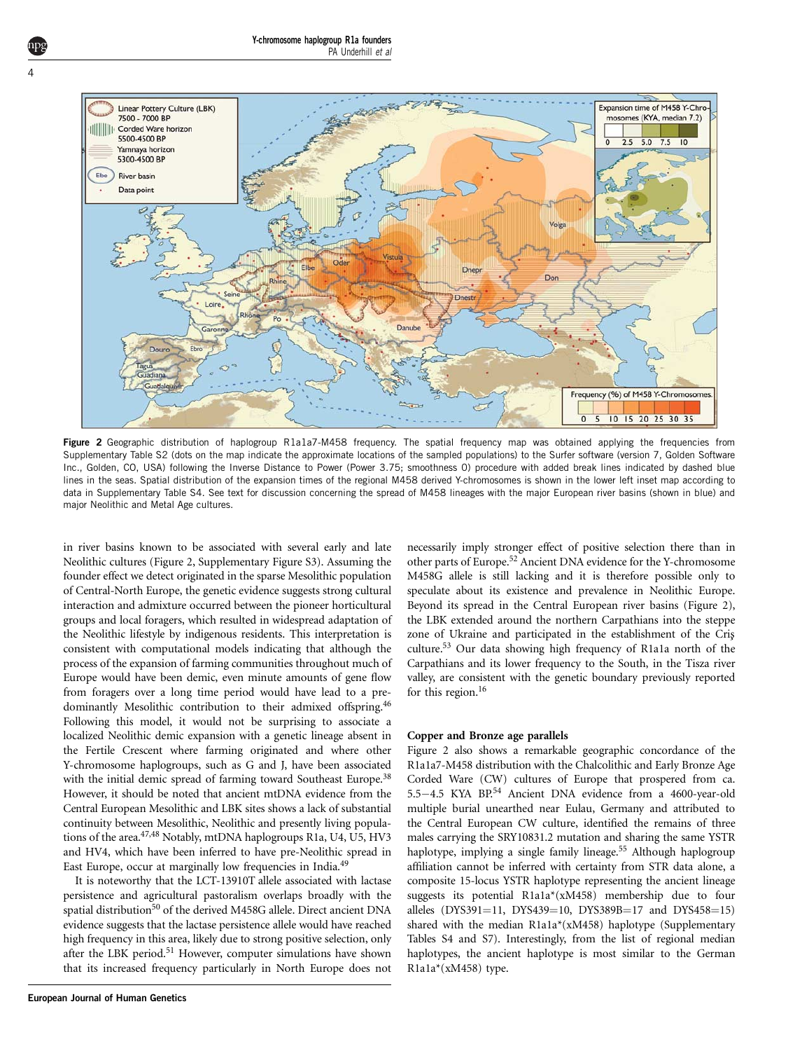**Figure 2** Geographic distribution of haplogroup R1a1a7-M458 frequency. The spatial frequency map was obtained applying the frequencies from Supplementary Table S2 (dots on the map indicate the approximate locations of the sampled populations) to the Surfer software (version 7, Golden Software Inc., Golden, CO, USA) following the Inverse Distance to Power (Power 3.75; smoothness 0) procedure with added break lines indicated by dashed blue lines in the seas. Spatial distribution of the expansion times of the regional M458 derived Y-chromosomes is shown in the lower left inset map according to data in Supplementary Table S4. See text for discussion concerning the spread of M458 lineages with the major European river basins (shown in blue) and major Neolithic and Metal Age cultures.

in river basins known to be associated with several early and late Neolithic cultures (Figure 2, Supplementary Figure S3). Assuming the founder effect we detect originated in the sparse Mesolithic population of Central-North Europe, the genetic evidence suggests strong cultural interaction and admixture occurred between the pioneer horticultural groups and local foragers, which resulted in widespread adaptation of the Neolithic lifestyle by indigenous residents. This interpretation is consistent with computational models indicating that although the process of the expansion of farming communities throughout much of Europe would have been demic, even minute amounts of gene flow from foragers over a long time period would have lead to a predominantly Mesolithic contribution to their admixed offspring.[46] Following this model, it would not be surprising to associate a localized Neolithic demic expansion with a genetic lineage absent in the Fertile Crescent where farming originated and where other Y-chromosome haplogroups, such as G and J, have been associated with the initial demic spread of farming toward Southeast Europe.[38] However, it should be noted that ancient mtDNA evidence from the Central European Mesolithic and LBK sites shows a lack of substantial continuity between Mesolithic, Neolithic and presently living populations of the area.[47,48] Notably, mtDNA haplogroups R1a, U4, U5, HV3 and HV4, which have been inferred to have pre-Neolithic spread in East Europe, occur at marginally low frequencies in India.[49]

It is noteworthy that the LCT-13910T allele associated with lactase persistence and agricultural pastoralism overlaps broadly with the spatial distribution[50] of the derived M458G allele. Direct ancient DNA evidence suggests that the lactase persistence allele would have reached high frequency in this area, likely due to strong positive selection, only after the LBK period.[51] However, computer simulations have shown that its increased frequency particularly in North Europe does not necessarily imply stronger effect of positive selection there than in other parts of Europe.[52] Ancient DNA evidence for the Y-chromosome M458G allele is still lacking and it is therefore possible only to speculate about its existence and prevalence in Neolithic Europe. Beyond its spread in the Central European river basins (Figure 2), the LBK extended around the northern Carpathians into the steppe zone of Ukraine and participated in the establishment of the Criş culture.[53] Our data showing high frequency of R1a1a north of the Carpathians and its lower frequency to the South, in the Tisza river valley, are consistent with the genetic boundary previously reported for this region.[16]

### Copper and Bronze age parallels

Figure 2 also shows a remarkable geographic concordance of the R1a1a7-M458 distribution with the Chalcolithic and Early Bronze Age Corded Ware (CW) cultures of Europe that prospered from ca. 5.5–4.5 KYA BP.[54] Ancient DNA evidence from a 4600-year-old multiple burial unearthed near Eulau, Germany and attributed to the Central European CW culture, identified the remains of three males carrying the SRY10831.2 mutation and sharing the same YSTR haplotype, implying a single family lineage.[55] Although haplogroup affiliation cannot be inferred with certainty from STR data alone, a composite 15-locus YSTR haplotype representing the ancient lineage suggests its potential R1a1a*(xM458) membership due to four alleles (DYS391=11, DYS439=10, DYS389B=17 and DYS458=15) shared with the median R1a1a*(xM458) haplotype (Supplementary Tables S4 and S7). Interestingly, from the list of regional median haplotypes, the ancient haplotype is most similar to the German R1a1a*(xM458) type.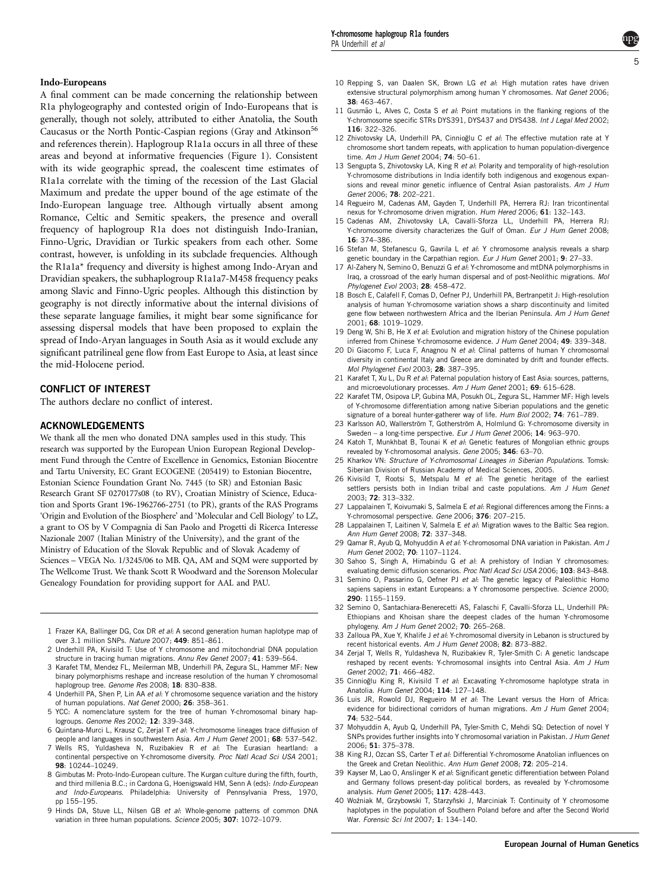### Indo-Europeans

A final comment can be made concerning the relationship between R1a phylogeography and contested origin of Indo-Europeans that is generally, though not solely, attributed to either Anatolia, the South Caucasus or the North Pontic-Caspian regions (Gray and Atkinson[56] and references therein). Haplogroup R1a1a occurs in all three of these areas and beyond at informative frequencies (Figure 1). Consistent with its wide geographic spread, the coalescent time estimates of R1a1a correlate with the timing of the recession of the Last Glacial Maximum and predate the upper bound of the age estimate of the Indo-European language tree. Although virtually absent among Romance, Celtic and Semitic speakers, the presence and overall frequency of haplogroup R1a does not distinguish Indo-Iranian, Finno-Ugric, Dravidian or Turkic speakers from each other. Some contrast, however, is unfolding in its subclade frequencies. Although the R1a1a* frequency and diversity is highest among Indo-Aryan and Dravidian speakers, the subhaplogroup R1a1a7-M458 frequency peaks among Slavic and Finno-Ugric peoples. Although this distinction by geography is not directly informative about the internal divisions of these separate language families, it might bear some significance for assessing dispersal models that have been proposed to explain the spread of Indo-Aryan languages in South Asia as it would exclude any significant patrilineal gene flow from East Europe to Asia, at least since the mid-Holocene period.

## CONFLICT OF INTEREST

The authors declare no conflict of interest.

## ACKNOWLEDGEMENTS

We thank all the men who donated DNA samples used in this study. This research was supported by the European Union European Regional Development Fund through the Centre of Excellence in Genomics, Estonian Biocentre and Tartu University, EC Grant ECOGENE (205419) to Estonian Biocentre, Estonian Science Foundation Grant No. 7445 (to SR) and Estonian Basic Research Grant SF 0270177s08 (to RV), Croatian Ministry of Science, Education and Sports Grant 196-1962766-2751 (to PR), grants of the RAS Programs 'Origin and Evolution of the Biosphere' and 'Molecular and Cell Biology' to LZ, a grant to OS by V Compagnia di San Paolo and Progetti di Ricerca Interesse Nazionale 2007 (Italian Ministry of the University), and the grant of the Ministry of Education of the Slovak Republic and of Slovak Academy of Sciences – VEGA No. 1/3245/06 to MB. QA, AM and SQM were supported by The Wellcome Trust. We thank Scott R Woodward and the Sorenson Molecular Genealogy Foundation for providing support for AAL and PAU.

1 Frazer KA, Ballinger DG, Cox DR *et al*: A second generation human haplotype map of over 3.1 million SNPs. *Nature* 2007; **449**: 851–861.
2 Underhill PA, Kivisild T: Use of Y chromosome and mitochondrial DNA population structure in tracing human migrations. *Annu Rev Genet* 2007; **41**: 539–564.
3 Karafet TM, Mendez FL, Meilerman MB, Underhill PA, Zegura SL, Hammer MF: New binary polymorphisms reshape and increase resolution of the human Y chromosomal haplogroup tree. *Genome Res* 2008; **18**: 830–838.
4 Underhill PA, Shen P, Lin AA *et al*: Y chromosome sequence variation and the history of human populations. *Nat Genet* 2000; **26**: 358–361.
5 YCC: A nomenclature system for the tree of human Y-chromosomal binary haplogroups. *Genome Res* 2002; **12**: 339–348.
6 Quintana-Murci L, Krausz C, Zerjal T *et al*: Y-chromosome lineages trace diffusion of people and languages in southwestern Asia. *Am J Hum Genet* 2001; **68**: 537–542.
7 Wells RS, Yuldasheva N, Ruzibakiev R *et al*: The Eurasian heartland: a continental perspective on Y-chromosome diversity. *Proc Natl Acad Sci USA* 2001; **98**: 10244–10249.
8 Gimbutas M: Proto-Indo-European culture. The Kurgan culture during the fifth, fourth, and third millenia B.C.; in Cardona G, Hoenigswald HM, Senn A (eds): *Indo-European and Indo-Europeans*. Philadelphia: University of Pennsylvania Press, 1970, pp 155–195.
9 Hinds DA, Stuve LL, Nilsen GB *et al*: Whole-genome patterns of common DNA variation in three human populations. *Science* 2005; **307**: 1072–1079.
10 Repping S, van Daalen SK, Brown LG *et al*: High mutation rates have driven extensive structural polymorphism among human Y chromosomes. *Nat Genet* 2006; **38**: 463–467.
11 Gusmão L, Alves C, Costa S *et al*: Point mutations in the flanking regions of the Y-chromosome specific STRs DYS391, DYS437 and DYS438. *Int J Legal Med* 2002; **116**: 322–326.
12 Zhivotovsky LA, Underhill PA, Cinnioğlu C *et al*: The effective mutation rate at Y chromosome short tandem repeats, with application to human population-divergence time. *Am J Hum Genet* 2004; **74**: 50–61.
13 Sengupta S, Zhivotovsky LA, King R *et al*: Polarity and temporality of high-resolution Y-chromosome distributions in India identify both indigenous and exogenous expansions and reveal minor genetic influence of Central Asian pastoralists. *Am J Hum Genet* 2006; **78**: 202–221.
14 Regueiro M, Cadenas AM, Gayden T, Underhill PA, Herrera RJ: Iran tricontinental nexus for Y-chromosome driven migration. *Hum Hered* 2006; **61**: 132–143.
15 Cadenas AM, Zhivotovsky LA, Cavalli-Sforza LL, Underhill PA, Herrera RJ: Y-chromosome diversity characterizes the Gulf of Oman. *Eur J Hum Genet* 2008; **16**: 374–386.
16 Stefan M, Stefanescu G, Gavrila L *et al*: Y chromosome analysis reveals a sharp genetic boundary in the Carpathian region. *Eur J Hum Genet* 2001; **9**: 27–33.
17 Al-Zahery N, Semino O, Benuzzi G *et al*: Y-chromosome and mtDNA polymorphisms in Iraq, a crossroad of the early human dispersal and of post-Neolithic migrations. *Mol Phylogenet Evol* 2003; **28**: 458–472.
18 Bosch E, Calafell F, Comas D, Oefner PJ, Underhill PA, Bertranpetit J: High-resolution analysis of human Y-chromosome variation shows a sharp discontinuity and limited gene flow between northwestern Africa and the Iberian Peninsula. *Am J Hum Genet* 2001; **68**: 1019–1029.
19 Deng W, Shi B, He X *et al*: Evolution and migration history of the Chinese population inferred from Chinese Y-chromosome evidence. *J Hum Genet* 2004; **49**: 339–348.
20 Di Giacomo F, Luca F, Anagnou N *et al*: Clinal patterns of human Y chromosomal diversity in continental Italy and Greece are dominated by drift and founder effects. *Mol Phylogenet Evol* 2003; **28**: 387–395.
21 Karafet T, Xu L, Du R *et al*: Paternal population history of East Asia: sources, patterns, and microevolutionary processes. *Am J Hum Genet* 2001; **69**: 615–628.
22 Karafet TM, Osipova LP, Gubina MA, Posukh OL, Zegura SL, Hammer MF: High levels of Y-chromosome differentiation among native Siberian populations and the genetic signature of a boreal hunter-gatherer way of life. *Hum Biol* 2002; **74**: 761–789.
23 Karlsson AO, Wallerström T, Götherström A, Holmlund G: Y-chromosome diversity in Sweden – a long-time perspective. *Eur J Hum Genet* 2006; **14**: 963–970.
24 Katoh T, Munkhbat B, Tounai K *et al*: Genetic features of Mongolian ethnic groups revealed by Y-chromosomal analysis. *Gene* 2005; **346**: 63–70.
25 Kharkov VN: *Structure of Y-chromosomal Lineages in Siberian Populations*. Tomsk: Siberian Division of Russian Academy of Medical Sciences, 2005.
26 Kivisild T, Rootsi S, Metspalu M *et al*: The genetic heritage of the earliest settlers persists both in Indian tribal and caste populations. *Am J Hum Genet* 2003; **72**: 313–332.
27 Lappalainen T, Koivumaki S, Salmela E *et al*: Regional differences among the Finns: a Y-chromosomal perspective. *Gene* 2006; **376**: 207–215.
28 Lappalainen T, Laitinen V, Salmela E *et al*: Migration waves to the Baltic Sea region. *Ann Hum Genet* 2008; **72**: 337–348.
29 Qamar R, Ayub Q, Mohyuddin A *et al*: Y-chromosomal DNA variation in Pakistan. *Am J Hum Genet* 2002; **70**: 1107–1124.
30 Sahoo S, Singh A, Himabindu G *et al*: A prehistory of Indian Y chromosomes: evaluating demic diffusion scenarios. *Proc Natl Acad Sci USA* 2006; **103**: 843–848.
31 Semino O, Passarino G, Oefner PJ *et al*: The genetic legacy of Paleolithic Homo sapiens sapiens in extant Europeans: a Y chromosome perspective. *Science* 2000; **290**: 1155–1159.
32 Semino O, Santachiara-Benerecetti AS, Falaschi F, Cavalli-Sforza LL, Underhill PA: Ethiopians and Khoisan share the deepest clades of the human Y-chromosome phylogeny. *Am J Hum Genet* 2002; **70**: 265–268.
33 Zalloua PA, Xue Y, Khalife J *et al*: Y-chromosomal diversity in Lebanon is structured by recent historical events. *Am J Hum Genet* 2008; **82**: 873–882.
34 Zerjal T, Wells R, Yuldasheva N, Ruzibakiev R, Tyler-Smith C: A genetic landscape reshaped by recent events: Y-chromosomal insights into Central Asia. *Am J Hum Genet* 2002; **71**: 466–482.
35 Cinnioğlu King R, Kivisild T *et al*: Excavating Y-chromosome haplotype strata in Anatolia. *Hum Genet* 2004; **114**: 127–148.
36 Luis JR, Rowold DJ, Regueiro M *et al*: The Levant versus the Horn of Africa: evidence for bidirectional corridors of human migrations. *Am J Hum Genet* 2004; **74**: 532–544.
37 Mohyuddin A, Ayub Q, Underhill PA, Tyler-Smith C, Mehdi SQ: Detection of novel Y SNPs provides further insights into Y chromosomal variation in Pakistan. *J Hum Genet* 2006; **51**: 375–378.
38 King RJ, Ozcan SS, Carter T *et al*: Differential Y-chromosome Anatolian influences on the Greek and Cretan Neolithic. *Ann Hum Genet* 2008; **72**: 205–214.
39 Kayser M, Lao O, Anslinger K *et al*: Significant genetic differentiation between Poland and Germany follows present-day political borders, as revealed by Y-chromosome analysis. *Hum Genet* 2005; **117**: 428–443.
40 Woźniak M, Grzybowski T, Starzyński J, Marciniak T: Continuity of Y chromosome haplotypes in the population of Southern Poland before and after the Second World War. *Forensic Sci Int* 2007; **1**: 134–140.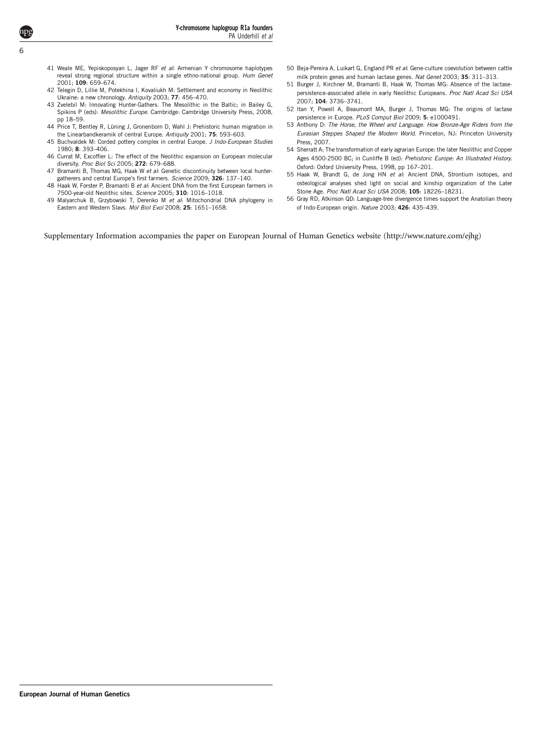41 Weale ME, Yepiskoposyan L, Jager RF *et al*: Armenian Y chromosome haplotypes reveal strong regional structure within a single ethno-national group. *Hum Genet* 2001; **109**: 659–674.

42 Telegin D, Lillie M, Potekhina I, Kovaliukh M: Settlement and economy in Neolithic Ukraine: a new chronology. *Antiquity* 2003; **77**: 456–470.

43 Zvelebil M: Innovating Hunter-Gathers. The Mesolithic in the Baltic; in Bailey G, Spikins P (eds): *Mesolithic Europe*. Cambridge: Cambridge University Press, 2008, pp 18–59.

44 Price T, Bentley R, Lüning J, Gronenborn D, Wahl J: Prehistoric human migration in the Linearbandkeramik of central Europe. *Antiquity* 2001; **75**: 593–603.

45 Buchvaldek M: Corded pottery complex in central Europe. *J Indo-European Studies* 1980; **8**: 393–406.

46 Currat M, Excoffier L: The effect of the Neolithic expansion on European molecular diversity. *Proc Biol Sci* 2005; **272**: 679–688.

47 Bramanti B, Thomas MG, Haak W *et al*: Genetic discontinuity between local hunter-gatherers and central Europe's first farmers. *Science* 2009; **326**: 137–140.

48 Haak W, Forster P, Bramanti B *et al*: Ancient DNA from the first European farmers in 7500-year-old Neolithic sites. *Science* 2005; **310**: 1016–1018.

49 Malyarchuk B, Grzybowski T, Derenko M *et al*: Mitochondrial DNA phylogeny in Eastern and Western Slavs. *Mol Biol Evol* 2008; **25**: 1651–1658.

50 Beja-Pereira A, Luikart G, England PR *et al*: Gene-culture coevolution between cattle milk protein genes and human lactase genes. *Nat Genet* 2003; **35**: 311–313.

51 Burger J, Kirchner M, Bramanti B, Haak W, Thomas MG: Absence of the lactase-persistence-associated allele in early Neolithic Europeans. *Proc Natl Acad Sci USA* 2007; **104**: 3736–3741.

52 Itan Y, Powell A, Beaumont MA, Burger J, Thomas MG: The origins of lactase persistence in Europe. *PLoS Comput Biol* 2009; **5**: e1000491.

53 Anthony D: *The Horse, the Wheel and Language. How Bronze-Age Riders from the Eurasian Steppes Shaped the Modern World*. Princeton, NJ: Princeton University Press, 2007.

54 Sherratt A: The transformation of early agrarian Europe: the later Neolithic and Copper Ages 4500-2500 BC; in Cunliffe B (ed): *Prehistoric Europe: An Illustrated History*. Oxford: Oxford University Press, 1998, pp 167–201.

55 Haak W, Brandt G, de Jong HN *et al*: Ancient DNA, Strontium isotopes, and osteological analyses shed light on social and kinship organization of the Later Stone Age. *Proc Natl Acad Sci USA* 2008; **105**: 18226–18231.

56 Gray RD, Atkinson QD: Language-tree divergence times support the Anatolian theory of Indo-European origin. *Nature* 2003; **426**: 435–439.

Supplementary Information accompanies the paper on European Journal of Human Genetics website (http://www.nature.com/ejhg)